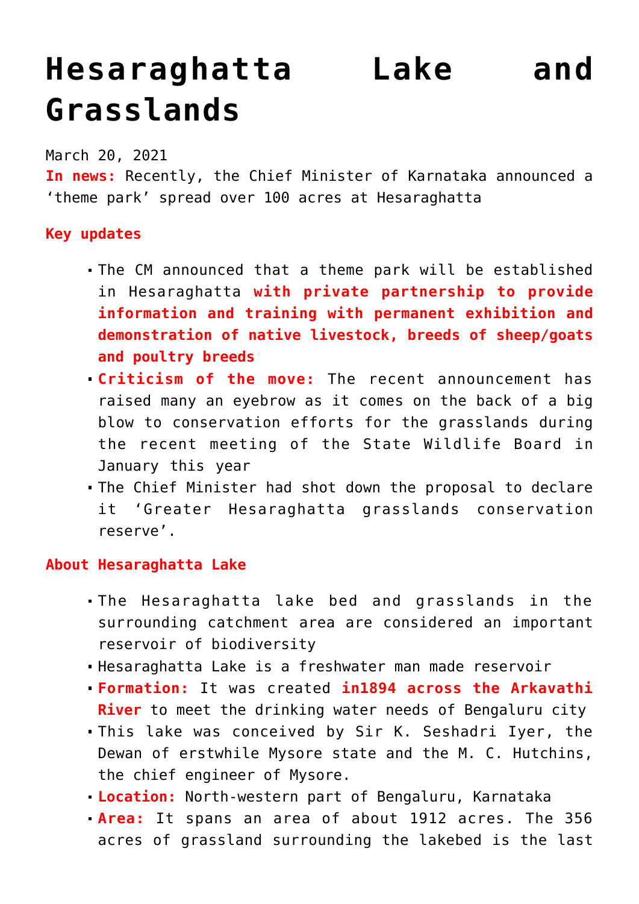# Hesaraghatta Lake and Grasslands

March 20, 2021

**In news:** Recently, the Chief Minister of Karnataka announced a 'theme park' spread over 100 acres at Hesaraghatta

**Key updates**

- The CM announced that a theme park will be established in Hesaraghatta **with private partnership to provide information and training with permanent exhibition and demonstration of native livestock, breeds of sheep/goats and poultry breeds**
- **Criticism of the move:** The recent announcement has raised many an eyebrow as it comes on the back of a big blow to conservation efforts for the grasslands during the recent meeting of the State Wildlife Board in January this year
- The Chief Minister had shot down the proposal to declare it 'Greater Hesaraghatta grasslands conservation reserve'.

**About Hesaraghatta Lake**

- The Hesaraghatta lake bed and grasslands in the surrounding catchment area are considered an important reservoir of biodiversity
- Hesaraghatta Lake is a freshwater man made reservoir
- **Formation:** It was created **in1894 across the Arkavathi River** to meet the drinking water needs of Bengaluru city
- This lake was conceived by Sir K. Seshadri Iyer, the Dewan of erstwhile Mysore state and the M. C. Hutchins, the chief engineer of Mysore.
- **Location:** North-western part of Bengaluru, Karnataka
- **Area:** It spans an area of about 1912 acres. The 356 acres of grassland surrounding the lakebed is the last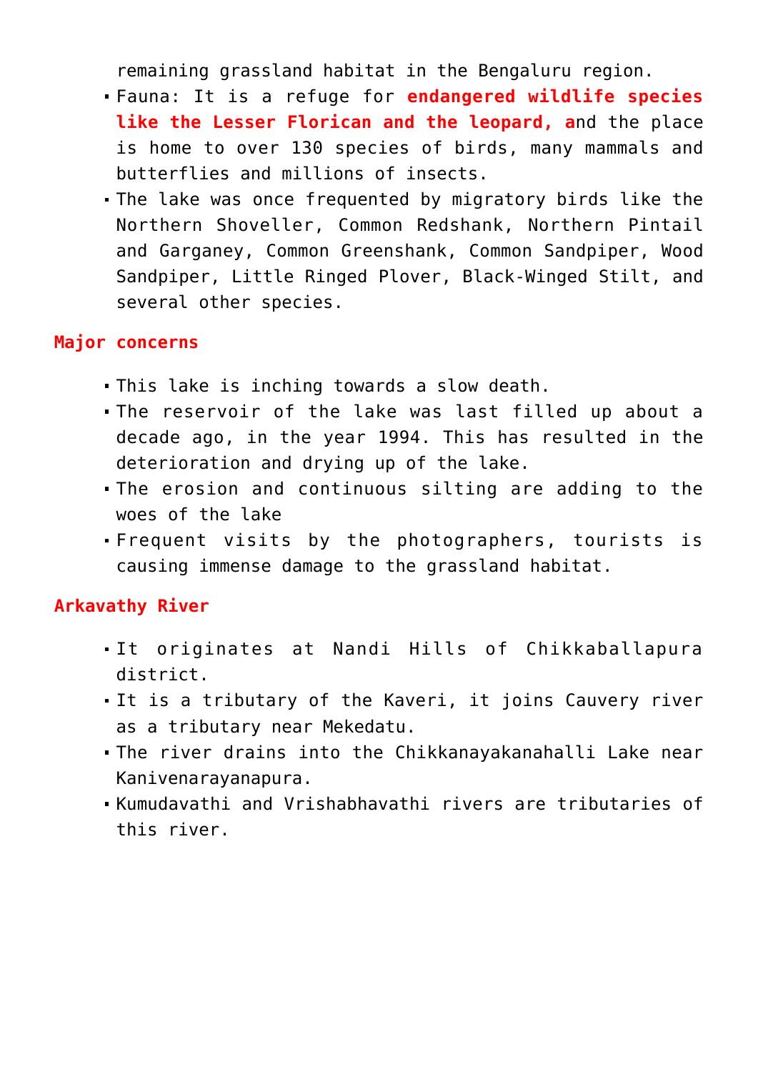remaining grassland habitat in the Bengaluru region.

- Fauna: It is a refuge for **endangered wildlife species like the Lesser Florican and the leopard, a**nd the place is home to over 130 species of birds, many mammals and butterflies and millions of insects.
- The lake was once frequented by migratory birds like the Northern Shoveller, Common Redshank, Northern Pintail and Garganey, Common Greenshank, Common Sandpiper, Wood Sandpiper, Little Ringed Plover, Black-Winged Stilt, and several other species.

## Major concerns

- This lake is inching towards a slow death.
- The reservoir of the lake was last filled up about a decade ago, in the year 1994. This has resulted in the deterioration and drying up of the lake.
- The erosion and continuous silting are adding to the woes of the lake
- Frequent visits by the photographers, tourists is causing immense damage to the grassland habitat.

## Arkavathy River

- It originates at Nandi Hills of Chikkaballapura district.
- It is a tributary of the Kaveri, it joins Cauvery river as a tributary near Mekedatu.
- The river drains into the Chikkanayakanahalli Lake near Kanivenarayanapura.
- Kumudavathi and Vrishabhavathi rivers are tributaries of this river.